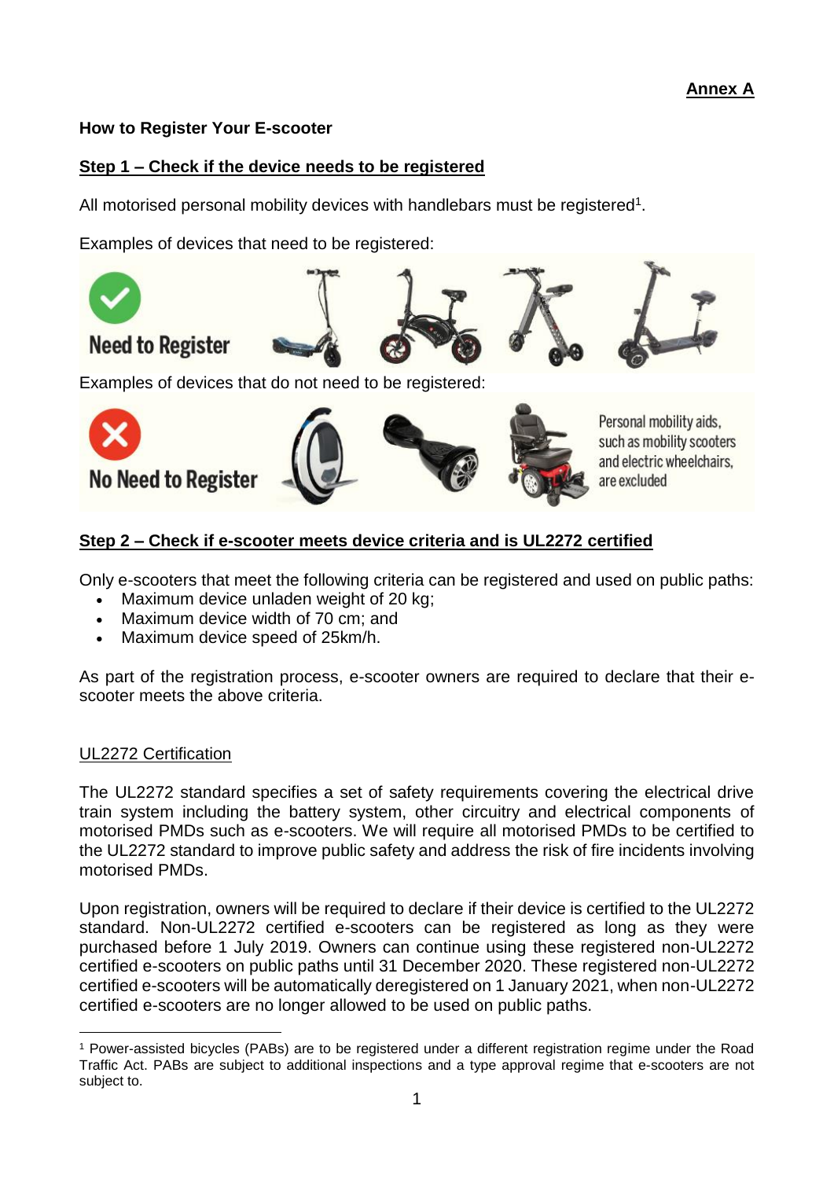**Annex A**

## How to Register Your E-scooter

### Step 1 – Check if the device needs to be registered

All motorised personal mobility devices with handlebars must be registered[1].

Examples of devices that need to be registered:

Need to Register

Examples of devices that do not need to be registered:

No Need to Register

Personal mobility aids, such as mobility scooters and electric wheelchairs, are excluded

### Step 2 – Check if e-scooter meets device criteria and is UL2272 certified

Only e-scooters that meet the following criteria can be registered and used on public paths:

- Maximum device unladen weight of 20 kg;
- Maximum device width of 70 cm; and
- Maximum device speed of 25km/h.

As part of the registration process, e-scooter owners are required to declare that their e-scooter meets the above criteria.

UL2272 Certification

The UL2272 standard specifies a set of safety requirements covering the electrical drive train system including the battery system, other circuitry and electrical components of motorised PMDs such as e-scooters. We will require all motorised PMDs to be certified to the UL2272 standard to improve public safety and address the risk of fire incidents involving motorised PMDs.

Upon registration, owners will be required to declare if their device is certified to the UL2272 standard. Non-UL2272 certified e-scooters can be registered as long as they were purchased before 1 July 2019. Owners can continue using these registered non-UL2272 certified e-scooters on public paths until 31 December 2020. These registered non-UL2272 certified e-scooters will be automatically deregistered on 1 January 2021, when non-UL2272 certified e-scooters are no longer allowed to be used on public paths.

---

[1] Power-assisted bicycles (PABs) are to be registered under a different registration regime under the Road Traffic Act. PABs are subject to additional inspections and a type approval regime that e-scooters are not subject to.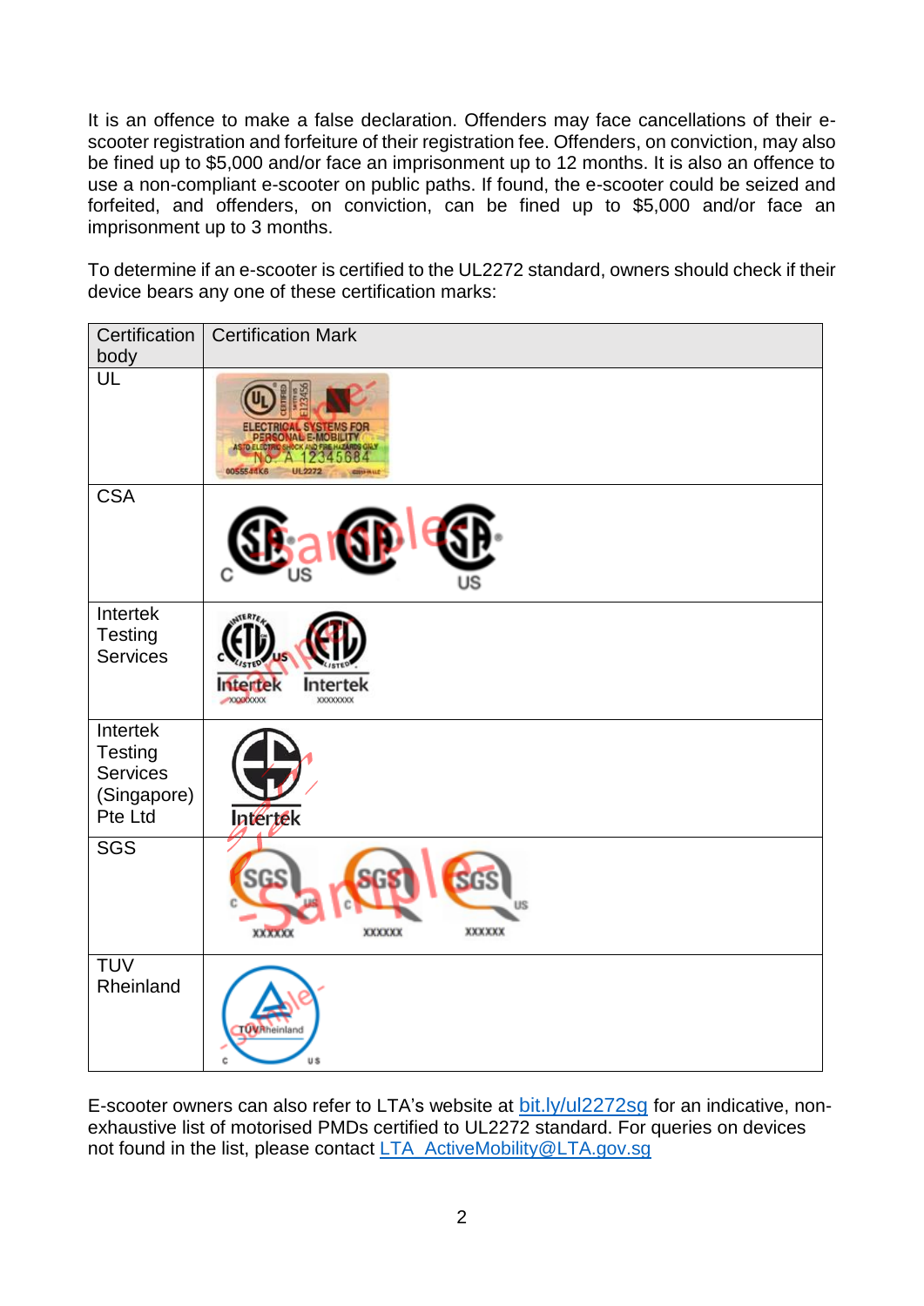It is an offence to make a false declaration. Offenders may face cancellations of their e-scooter registration and forfeiture of their registration fee. Offenders, on conviction, may also be fined up to $5,000 and/or face an imprisonment up to 12 months. It is also an offence to use a non-compliant e-scooter on public paths. If found, the e-scooter could be seized and forfeited, and offenders, on conviction, can be fined up to $5,000 and/or face an imprisonment up to 3 months.

To determine if an e-scooter is certified to the UL2272 standard, owners should check if their device bears any one of these certification marks:

| Certification body | Certification Mark |
| --- | --- |
| UL | |
| CSA | |
| Intertek Testing Services | |
| Intertek Testing Services (Singapore) Pte Ltd | |
| SGS | |
| TUV Rheinland | |

E-scooter owners can also refer to LTA's website at [bit.ly/ul2272sg](https://bit.ly/ul2272sg) for an indicative, non-exhaustive list of motorised PMDs certified to UL2272 standard. For queries on devices not found in the list, please contact [LTA_ActiveMobility@LTA.gov.sg](mailto:LTA_ActiveMobility@LTA.gov.sg)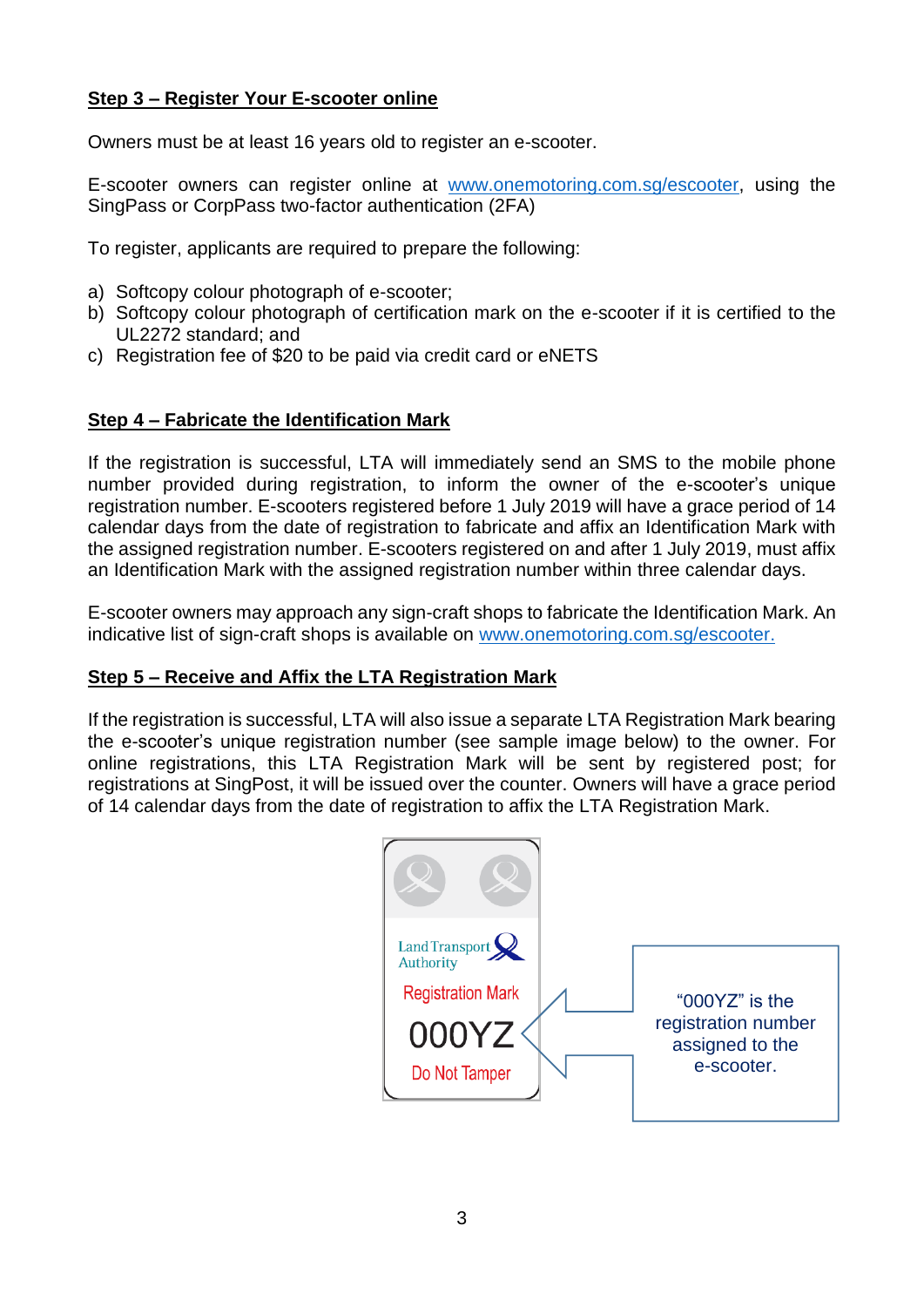**Step 3 – Register Your E-scooter online**

Owners must be at least 16 years old to register an e-scooter.

E-scooter owners can register online at www.onemotoring.com.sg/escooter, using the SingPass or CorpPass two-factor authentication (2FA)

To register, applicants are required to prepare the following:

a) Softcopy colour photograph of e-scooter;
b) Softcopy colour photograph of certification mark on the e-scooter if it is certified to the UL2272 standard; and
c) Registration fee of $20 to be paid via credit card or eNETS

**Step 4 – Fabricate the Identification Mark**

If the registration is successful, LTA will immediately send an SMS to the mobile phone number provided during registration, to inform the owner of the e-scooter's unique registration number. E-scooters registered before 1 July 2019 will have a grace period of 14 calendar days from the date of registration to fabricate and affix an Identification Mark with the assigned registration number. E-scooters registered on and after 1 July 2019, must affix an Identification Mark with the assigned registration number within three calendar days.

E-scooter owners may approach any sign-craft shops to fabricate the Identification Mark. An indicative list of sign-craft shops is available on www.onemotoring.com.sg/escooter.

**Step 5 – Receive and Affix the LTA Registration Mark**

If the registration is successful, LTA will also issue a separate LTA Registration Mark bearing the e-scooter's unique registration number (see sample image below) to the owner. For online registrations, this LTA Registration Mark will be sent by registered post; for registrations at SingPost, it will be issued over the counter. Owners will have a grace period of 14 calendar days from the date of registration to affix the LTA Registration Mark.

Land Transport Authority
Registration Mark
000YZ
Do Not Tamper

"000YZ" is the registration number assigned to the e-scooter.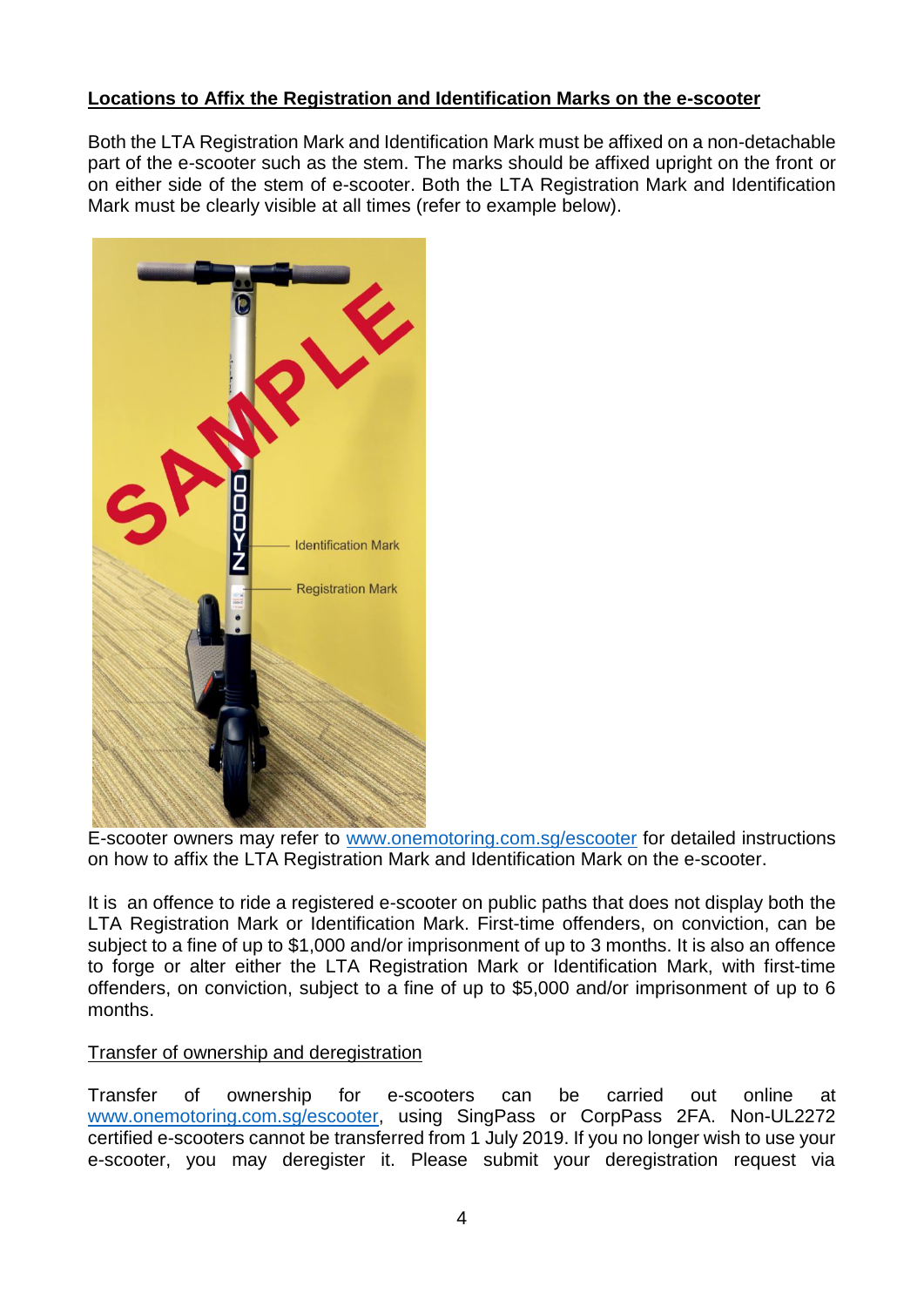**Locations to Affix the Registration and Identification Marks on the e-scooter**

Both the LTA Registration Mark and Identification Mark must be affixed on a non-detachable part of the e-scooter such as the stem. The marks should be affixed upright on the front or on either side of the stem of e-scooter. Both the LTA Registration Mark and Identification Mark must be clearly visible at all times (refer to example below).

E-scooter owners may refer to www.onemotoring.com.sg/escooter for detailed instructions on how to affix the LTA Registration Mark and Identification Mark on the e-scooter.

It is an offence to ride a registered e-scooter on public paths that does not display both the LTA Registration Mark or Identification Mark. First-time offenders, on conviction, can be subject to a fine of up to $1,000 and/or imprisonment of up to 3 months. It is also an offence to forge or alter either the LTA Registration Mark or Identification Mark, with first-time offenders, on conviction, subject to a fine of up to $5,000 and/or imprisonment of up to 6 months.

Transfer of ownership and deregistration

Transfer of ownership for e-scooters can be carried out online at www.onemotoring.com.sg/escooter, using SingPass or CorpPass 2FA. Non-UL2272 certified e-scooters cannot be transferred from 1 July 2019. If you no longer wish to use your e-scooter, you may deregister it. Please submit your deregistration request via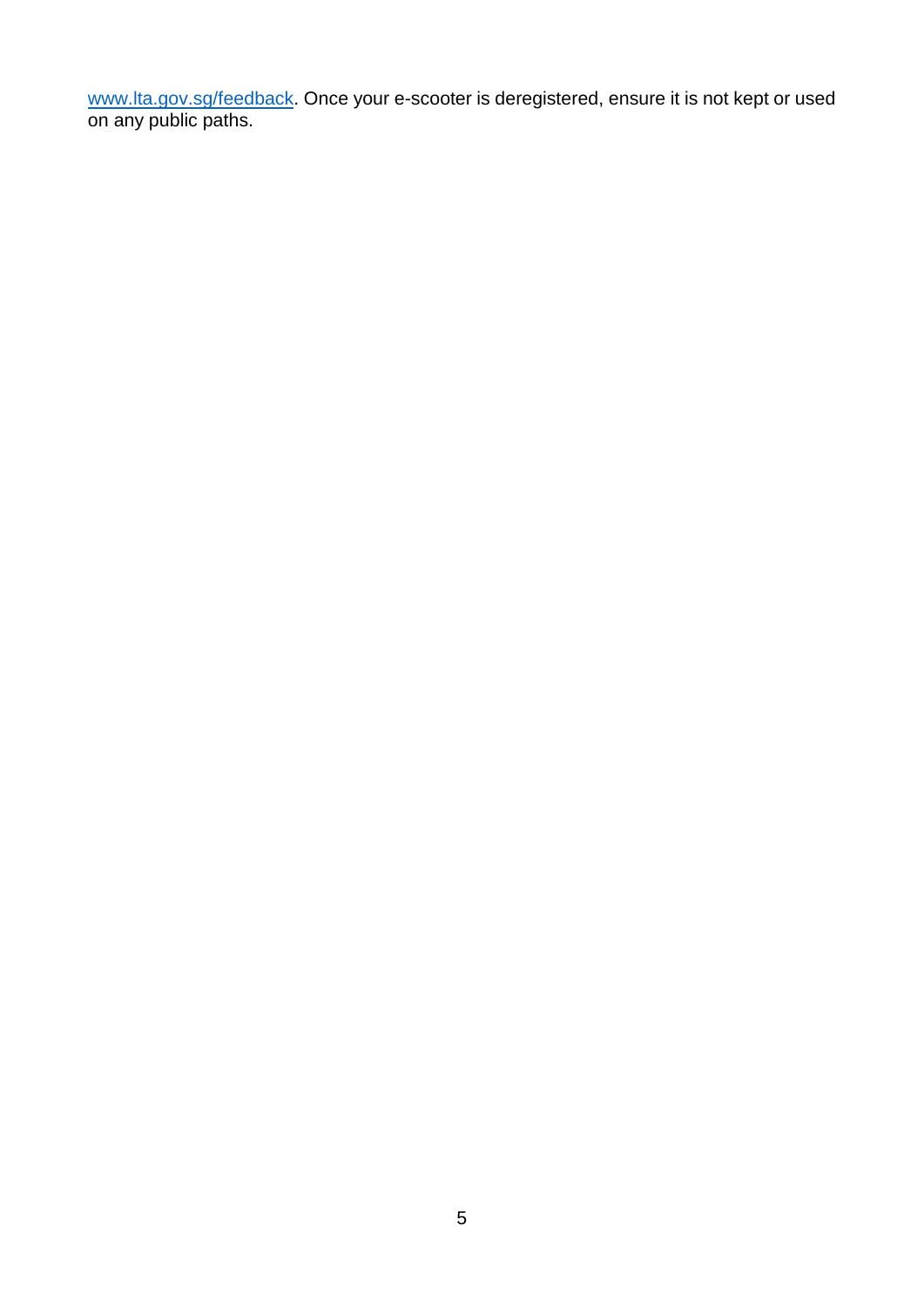www.lta.gov.sg/feedback. Once your e-scooter is deregistered, ensure it is not kept or used on any public paths.